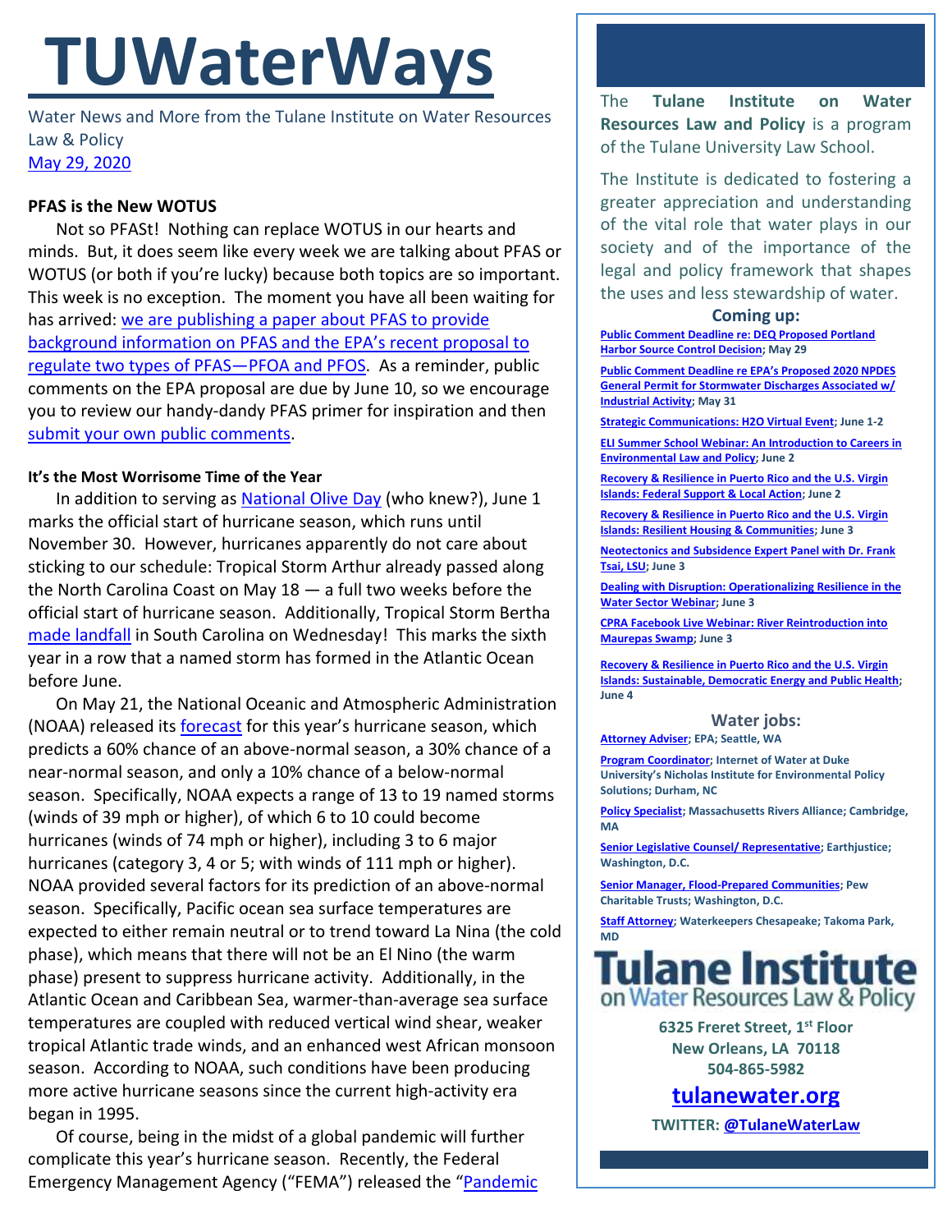# TUWaterWays

Water News and More from the Tulane Institute on Water Resources Law & Policy

May 29, 2020

**PFAS is the New WOTUS**

Not so PFASt! Nothing can replace WOTUS in our hearts and minds. But, it does seem like every week we are talking about PFAS or WOTUS (or both if you're lucky) because both topics are so important. This week is no exception. The moment you have all been waiting for has arrived: we are publishing a paper about PFAS to provide background information on PFAS and the EPA's recent proposal to regulate two types of PFAS—PFOA and PFOS. As a reminder, public comments on the EPA proposal are due by June 10, so we encourage you to review our handy-dandy PFAS primer for inspiration and then submit your own public comments.

**It's the Most Worrisome Time of the Year**

In addition to serving as National Olive Day (who knew?), June 1 marks the official start of hurricane season, which runs until November 30. However, hurricanes apparently do not care about sticking to our schedule: Tropical Storm Arthur already passed along the North Carolina Coast on May 18 — a full two weeks before the official start of hurricane season. Additionally, Tropical Storm Bertha made landfall in South Carolina on Wednesday! This marks the sixth year in a row that a named storm has formed in the Atlantic Ocean before June.

On May 21, the National Oceanic and Atmospheric Administration (NOAA) released its forecast for this year's hurricane season, which predicts a 60% chance of an above-normal season, a 30% chance of a near-normal season, and only a 10% chance of a below-normal season. Specifically, NOAA expects a range of 13 to 19 named storms (winds of 39 mph or higher), of which 6 to 10 could become hurricanes (winds of 74 mph or higher), including 3 to 6 major hurricanes (category 3, 4 or 5; with winds of 111 mph or higher). NOAA provided several factors for its prediction of an above-normal season. Specifically, Pacific ocean sea surface temperatures are expected to either remain neutral or to trend toward La Nina (the cold phase), which means that there will not be an El Nino (the warm phase) present to suppress hurricane activity. Additionally, in the Atlantic Ocean and Caribbean Sea, warmer-than-average sea surface temperatures are coupled with reduced vertical wind shear, weaker tropical Atlantic trade winds, and an enhanced west African monsoon season. According to NOAA, such conditions have been producing more active hurricane seasons since the current high-activity era began in 1995.

Of course, being in the midst of a global pandemic will further complicate this year's hurricane season. Recently, the Federal Emergency Management Agency ("FEMA") released the "Pandemic

---

The **Tulane Institute on Water Resources Law and Policy** is a program of the Tulane University Law School.

The Institute is dedicated to fostering a greater appreciation and understanding of the vital role that water plays in our society and of the importance of the legal and policy framework that shapes the uses and less stewardship of water.

**Coming up:**

- **Public Comment Deadline re: DEQ Proposed Portland Harbor Source Control Decision; May 29**
- **Public Comment Deadline re EPA's Proposed 2020 NPDES General Permit for Stormwater Discharges Associated w/ Industrial Activity; May 31**
- **Strategic Communications: H2O Virtual Event; June 1-2**
- **ELI Summer School Webinar: An Introduction to Careers in Environmental Law and Policy; June 2**
- **Recovery & Resilience in Puerto Rico and the U.S. Virgin Islands: Federal Support & Local Action; June 2**
- **Recovery & Resilience in Puerto Rico and the U.S. Virgin Islands: Resilient Housing & Communities; June 3**
- **Neotectonics and Subsidence Expert Panel with Dr. Frank Tsai, LSU; June 3**
- **Dealing with Disruption: Operationalizing Resilience in the Water Sector Webinar; June 3**
- **CPRA Facebook Live Webinar: River Reintroduction into Maurepas Swamp; June 3**
- **Recovery & Resilience in Puerto Rico and the U.S. Virgin Islands: Sustainable, Democratic Energy and Public Health; June 4**

**Water jobs:**

- **Attorney Adviser; EPA; Seattle, WA**
- **Program Coordinator; Internet of Water at Duke University's Nicholas Institute for Environmental Policy Solutions; Durham, NC**
- **Policy Specialist; Massachusetts Rivers Alliance; Cambridge, MA**
- **Senior Legislative Counsel/ Representative; Earthjustice; Washington, D.C.**
- **Senior Manager, Flood-Prepared Communities; Pew Charitable Trusts; Washington, D.C.**
- **Staff Attorney; Waterkeepers Chesapeake; Takoma Park, MD**

**Tulane Institute on Water Resources Law & Policy**

**6325 Freret Street, 1st Floor**
**New Orleans, LA 70118**
**504-865-5982**

**tulanewater.org**

**TWITTER: @TulaneWaterLaw**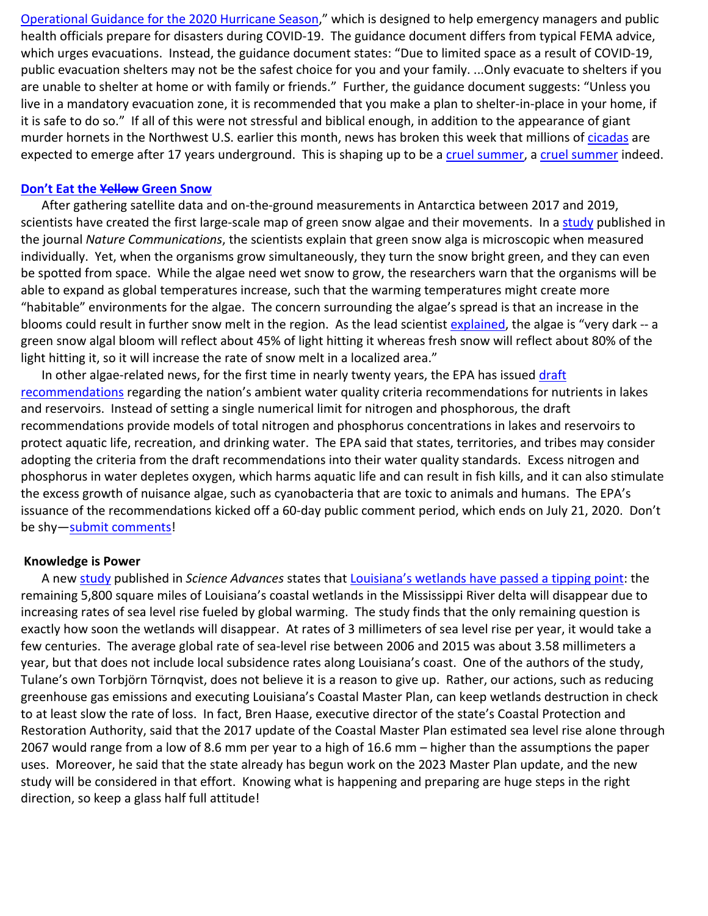Operational Guidance for the 2020 Hurricane Season," which is designed to help emergency managers and public health officials prepare for disasters during COVID-19. The guidance document differs from typical FEMA advice, which urges evacuations. Instead, the guidance document states: "Due to limited space as a result of COVID-19, public evacuation shelters may not be the safest choice for you and your family. ...Only evacuate to shelters if you are unable to shelter at home or with family or friends." Further, the guidance document suggests: "Unless you live in a mandatory evacuation zone, it is recommended that you make a plan to shelter-in-place in your home, if it is safe to do so." If all of this were not stressful and biblical enough, in addition to the appearance of giant murder hornets in the Northwest U.S. earlier this month, news has broken this week that millions of cicadas are expected to emerge after 17 years underground. This is shaping up to be a cruel summer, a cruel summer indeed.

**Don't Eat the ~~Yellow~~ Green Snow**

After gathering satellite data and on-the-ground measurements in Antarctica between 2017 and 2019, scientists have created the first large-scale map of green snow algae and their movements. In a study published in the journal *Nature Communications*, the scientists explain that green snow alga is microscopic when measured individually. Yet, when the organisms grow simultaneously, they turn the snow bright green, and they can even be spotted from space. While the algae need wet snow to grow, the researchers warn that the organisms will be able to expand as global temperatures increase, such that the warming temperatures might create more "habitable" environments for the algae. The concern surrounding the algae's spread is that an increase in the blooms could result in further snow melt in the region. As the lead scientist explained, the algae is "very dark -- a green snow algal bloom will reflect about 45% of light hitting it whereas fresh snow will reflect about 80% of the light hitting it, so it will increase the rate of snow melt in a localized area."

In other algae-related news, for the first time in nearly twenty years, the EPA has issued draft recommendations regarding the nation's ambient water quality criteria recommendations for nutrients in lakes and reservoirs. Instead of setting a single numerical limit for nitrogen and phosphorous, the draft recommendations provide models of total nitrogen and phosphorus concentrations in lakes and reservoirs to protect aquatic life, recreation, and drinking water. The EPA said that states, territories, and tribes may consider adopting the criteria from the draft recommendations into their water quality standards. Excess nitrogen and phosphorus in water depletes oxygen, which harms aquatic life and can result in fish kills, and it can also stimulate the excess growth of nuisance algae, such as cyanobacteria that are toxic to animals and humans. The EPA's issuance of the recommendations kicked off a 60-day public comment period, which ends on July 21, 2020. Don't be shy—submit comments!

**Knowledge is Power**

A new study published in *Science Advances* states that Louisiana's wetlands have passed a tipping point: the remaining 5,800 square miles of Louisiana's coastal wetlands in the Mississippi River delta will disappear due to increasing rates of sea level rise fueled by global warming. The study finds that the only remaining question is exactly how soon the wetlands will disappear. At rates of 3 millimeters of sea level rise per year, it would take a few centuries. The average global rate of sea-level rise between 2006 and 2015 was about 3.58 millimeters a year, but that does not include local subsidence rates along Louisiana's coast. One of the authors of the study, Tulane's own Torbjörn Törnqvist, does not believe it is a reason to give up. Rather, our actions, such as reducing greenhouse gas emissions and executing Louisiana's Coastal Master Plan, can keep wetlands destruction in check to at least slow the rate of loss. In fact, Bren Haase, executive director of the state's Coastal Protection and Restoration Authority, said that the 2017 update of the Coastal Master Plan estimated sea level rise alone through 2067 would range from a low of 8.6 mm per year to a high of 16.6 mm – higher than the assumptions the paper uses. Moreover, he said that the state already has begun work on the 2023 Master Plan update, and the new study will be considered in that effort. Knowing what is happening and preparing are huge steps in the right direction, so keep a glass half full attitude!